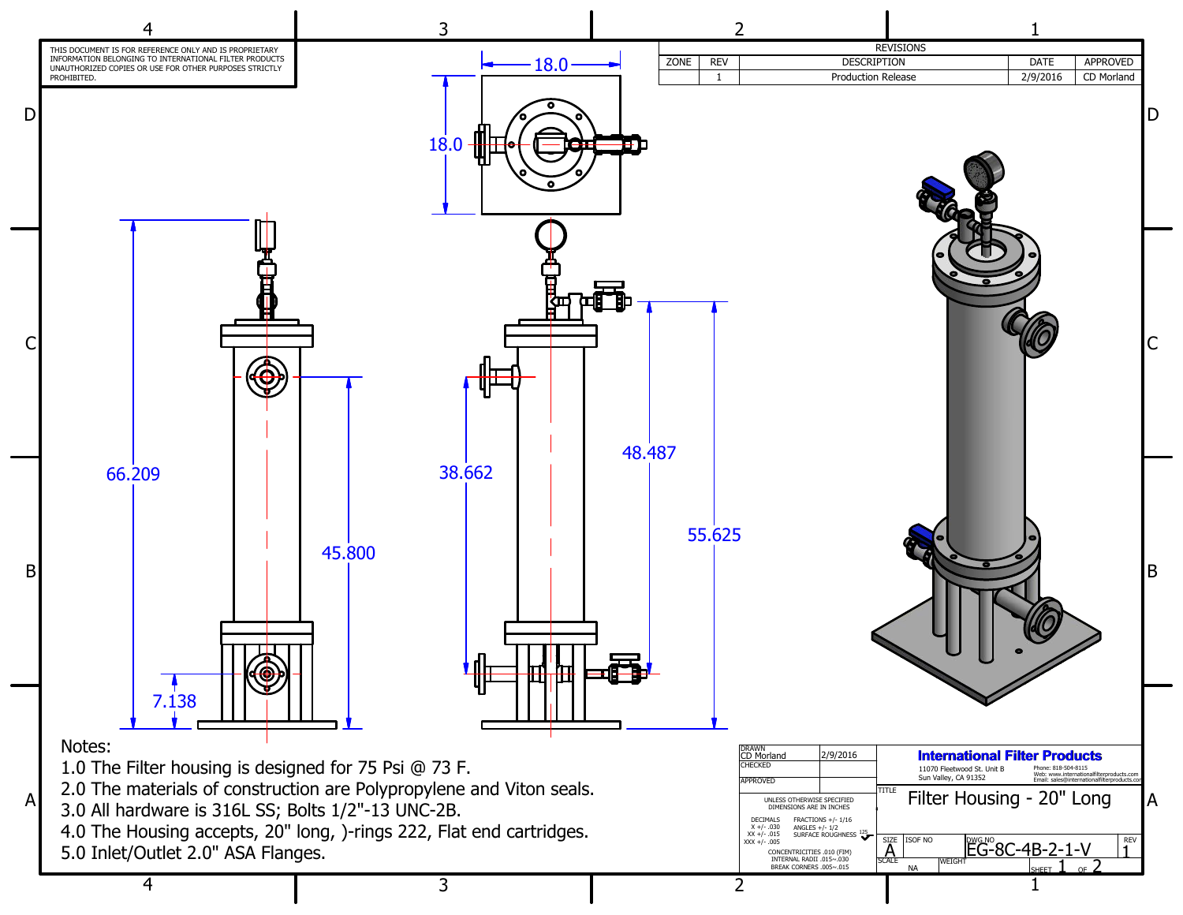THIS DOCUMENT IS FOR REFERENCE ONLY AND IS PROPRIETARY INFORMATION BELONGING TO INTERNATIONAL FILTER PRODUCTS UNAUTHORIZED COPIES OR USE FOR OTHER PURPOSES STRICTLY PROHIBITED.

| REVISIONS | | | | |
|---|---|---|---|---|
| ZONE | REV | DESCRIPTION | DATE | APPROVED |
| | 1 | Production Release | 2/9/2016 | CD Morland |

18.0

18.0

66.209

45.800

7.138

38.662

48.487

55.625

Notes:

1.0 The Filter housing is designed for 75 Psi @ 73 F.
2.0 The materials of construction are Polypropylene and Viton seals.
3.0 All hardware is 316L SS; Bolts 1/2"-13 UNC-2B.
4.0 The Housing accepts, 20" long, )-rings 222, Flat end cartridges.
5.0 Inlet/Outlet 2.0" ASA Flanges.

| | |
|---|---|
| DRAWN CD Morland | 2/9/2016 |
| CHECKED | |
| APPROVED | |

UNLESS OTHERWISE SPECIFIED DIMENSIONS ARE IN INCHES

DECIMALS X +/- .030 XX +/- .015 XXX +/- .005

FRACTIONS +/- 1/16 ANGLES +/- 1/2 SURFACE ROUGHNESS 125

CONCENTRICITIES .010 (FIM) INTERNAL RADII .015~.030 BREAK CORNERS .005~.015

**International Filter Products**

11070 Fleetwood St. Unit B
Sun Valley, CA 91352

Phone: 818-504-8115
Web: www.internationalfilterproducts.com
Email: sales@internationalfilterproducts.com

TITLE: Filter Housing - 20" Long

| SIZE | ISOF NO | DWG NO | REV |
|---|---|---|---|
| A | | EG-8C-4B-2-1-V | 1 |
| SCALE NA | WEIGHT | SHEET 1 OF 2 | |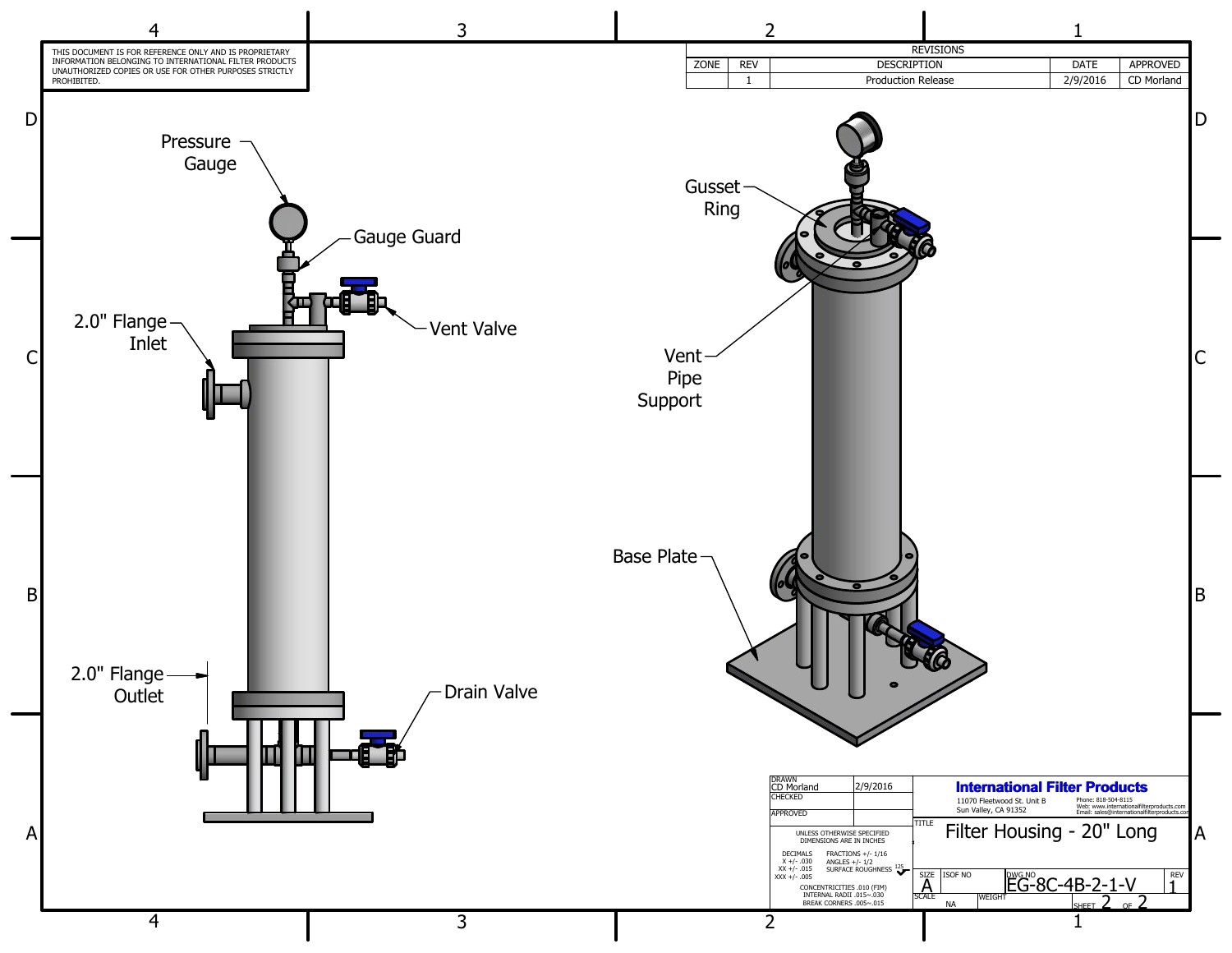THIS DOCUMENT IS FOR REFERENCE ONLY AND IS PROPRIETARY INFORMATION BELONGING TO INTERNATIONAL FILTER PRODUCTS UNAUTHORIZED COPIES OR USE FOR OTHER PURPOSES STRICTLY PROHIBITED.

| REVISIONS | | | | |
|---|---|---|---|---|
| ZONE | REV | DESCRIPTION | DATE | APPROVED |
| | 1 | Production Release | 2/9/2016 | CD Morland |

Pressure Gauge

Gauge Guard

2.0" Flange Inlet

Vent Valve

2.0" Flange Outlet

Drain Valve

Gusset Ring

Vent Pipe Support

Base Plate

| | |
|---|---|
| DRAWN CD Morland | 2/9/2016 |
| CHECKED | |
| APPROVED | |

UNLESS OTHERWISE SPECIFIED DIMENSIONS ARE IN INCHES

DECIMALS
X +/- .030
XX +/- .015
XXX +/- .005

FRACTIONS +/- 1/16
ANGLES +/- 1/2
SURFACE ROUGHNESS 125

CONCENTRICITIES .010 (FIM)
INTERNAL RADII .015~.030
BREAK CORNERS .005~.015

**International Filter Products**

11070 Fleetwood St. Unit B
Sun Valley, CA 91352

Phone: 818-504-8115
Web: www.internationalfilterproducts.com
Email: sales@internationalfilterproducts.com

TITLE: Filter Housing - 20" Long

| SIZE | ISOF NO | DWG NO | REV |
|---|---|---|---|
| A | | EG-8C-4B-2-1-V | 1 |

SCALE NA | WEIGHT | SHEET 2 OF 2